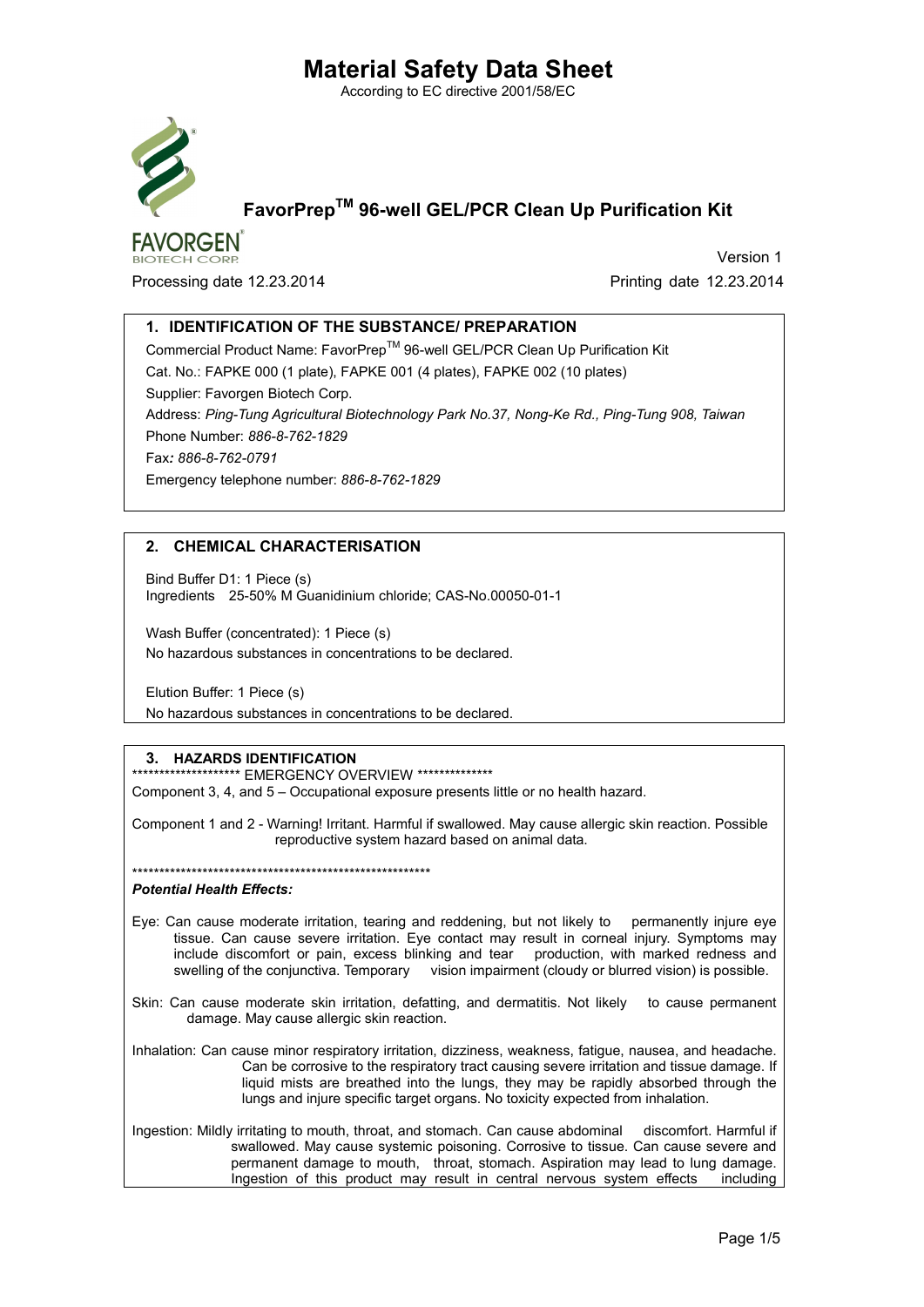# Material Safety Data Sheet

According to EC directive 2001/58/EC

## FavorPrep$^{TM}$ 96-well GEL/PCR Clean Up Purification Kit

FAVORGEN BIOTECH CORP.

Version 1

Processing date 12.23.2014

Printing date 12.23.2014

### 1. IDENTIFICATION OF THE SUBSTANCE/ PREPARATION

Commercial Product Name: FavorPrep$^{TM}$ 96-well GEL/PCR Clean Up Purification Kit

Cat. No.: FAPKE 000 (1 plate), FAPKE 001 (4 plates), FAPKE 002 (10 plates)

Supplier: Favorgen Biotech Corp.

Address: *Ping-Tung Agricultural Biotechnology Park No.37, Nong-Ke Rd., Ping-Tung 908, Taiwan*

Phone Number: *886-8-762-1829*

Fax*: 886-8-762-0791*

Emergency telephone number: *886-8-762-1829*

### 2. CHEMICAL CHARACTERISATION

Bind Buffer D1: 1 Piece (s)
Ingredients 25-50% M Guanidinium chloride; CAS-No.00050-01-1

Wash Buffer (concentrated): 1 Piece (s)
No hazardous substances in concentrations to be declared.

Elution Buffer: 1 Piece (s)
No hazardous substances in concentrations to be declared.

### 3. HAZARDS IDENTIFICATION

******************** EMERGENCY OVERVIEW **************

Component 3, 4, and 5 – Occupational exposure presents little or no health hazard.

Component 1 and 2 - Warning! Irritant. Harmful if swallowed. May cause allergic skin reaction. Possible reproductive system hazard based on animal data.

*********************************************************

***Potential Health Effects:***

Eye: Can cause moderate irritation, tearing and reddening, but not likely to permanently injure eye tissue. Can cause severe irritation. Eye contact may result in corneal injury. Symptoms may include discomfort or pain, excess blinking and tear production, with marked redness and swelling of the conjunctiva. Temporary vision impairment (cloudy or blurred vision) is possible.

Skin: Can cause moderate skin irritation, defatting, and dermatitis. Not likely to cause permanent damage. May cause allergic skin reaction.

Inhalation: Can cause minor respiratory irritation, dizziness, weakness, fatigue, nausea, and headache. Can be corrosive to the respiratory tract causing severe irritation and tissue damage. If liquid mists are breathed into the lungs, they may be rapidly absorbed through the lungs and injure specific target organs. No toxicity expected from inhalation.

Ingestion: Mildly irritating to mouth, throat, and stomach. Can cause abdominal discomfort. Harmful if swallowed. May cause systemic poisoning. Corrosive to tissue. Can cause severe and permanent damage to mouth, throat, stomach. Aspiration may lead to lung damage. Ingestion of this product may result in central nervous system effects including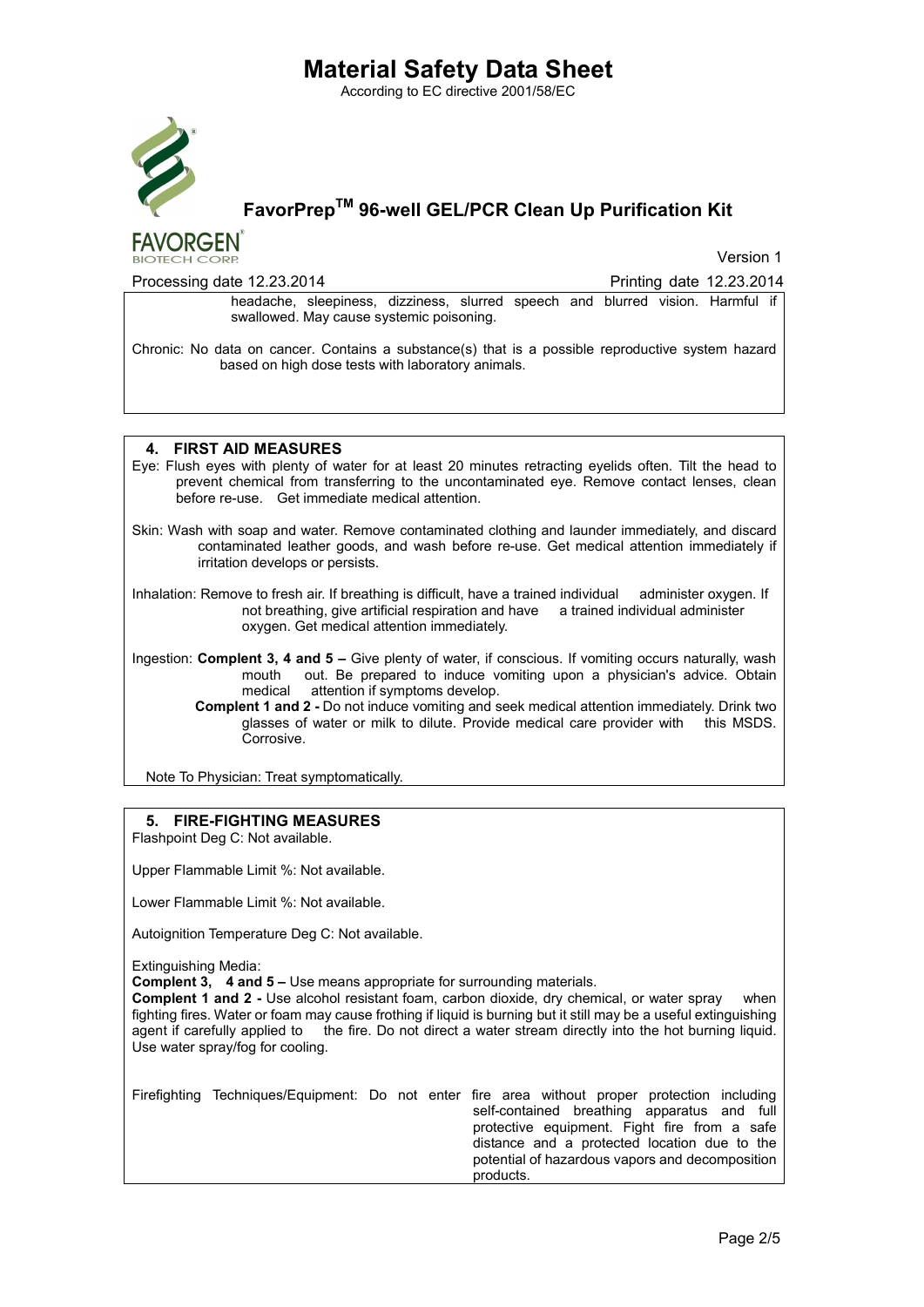headache, sleepiness, dizziness, slurred speech and blurred vision. Harmful if swallowed. May cause systemic poisoning.

Chronic: No data on cancer. Contains a substance(s) that is a possible reproductive system hazard based on high dose tests with laboratory animals.

## 4. FIRST AID MEASURES

Eye: Flush eyes with plenty of water for at least 20 minutes retracting eyelids often. Tilt the head to prevent chemical from transferring to the uncontaminated eye. Remove contact lenses, clean before re-use. Get immediate medical attention.

Skin: Wash with soap and water. Remove contaminated clothing and launder immediately, and discard contaminated leather goods, and wash before re-use. Get medical attention immediately if irritation develops or persists.

Inhalation: Remove to fresh air. If breathing is difficult, have a trained individual administer oxygen. If not breathing, give artificial respiration and have a trained individual administer oxygen. Get medical attention immediately.

Ingestion: **Complent 3, 4 and 5 –** Give plenty of water, if conscious. If vomiting occurs naturally, wash mouth out. Be prepared to induce vomiting upon a physician's advice. Obtain medical attention if symptoms develop.

**Complent 1 and 2 -** Do not induce vomiting and seek medical attention immediately. Drink two glasses of water or milk to dilute. Provide medical care provider with this MSDS. Corrosive.

Note To Physician: Treat symptomatically.

## 5. FIRE-FIGHTING MEASURES

Flashpoint Deg C: Not available.

Upper Flammable Limit %: Not available.

Lower Flammable Limit %: Not available.

Autoignition Temperature Deg C: Not available.

Extinguishing Media:
**Complent 3, 4 and 5 –** Use means appropriate for surrounding materials.
**Complent 1 and 2 -** Use alcohol resistant foam, carbon dioxide, dry chemical, or water spray when fighting fires. Water or foam may cause frothing if liquid is burning but it still may be a useful extinguishing agent if carefully applied to the fire. Do not direct a water stream directly into the hot burning liquid. Use water spray/fog for cooling.

Firefighting Techniques/Equipment: Do not enter fire area without proper protection including self-contained breathing apparatus and full protective equipment. Fight fire from a safe distance and a protected location due to the potential of hazardous vapors and decomposition products.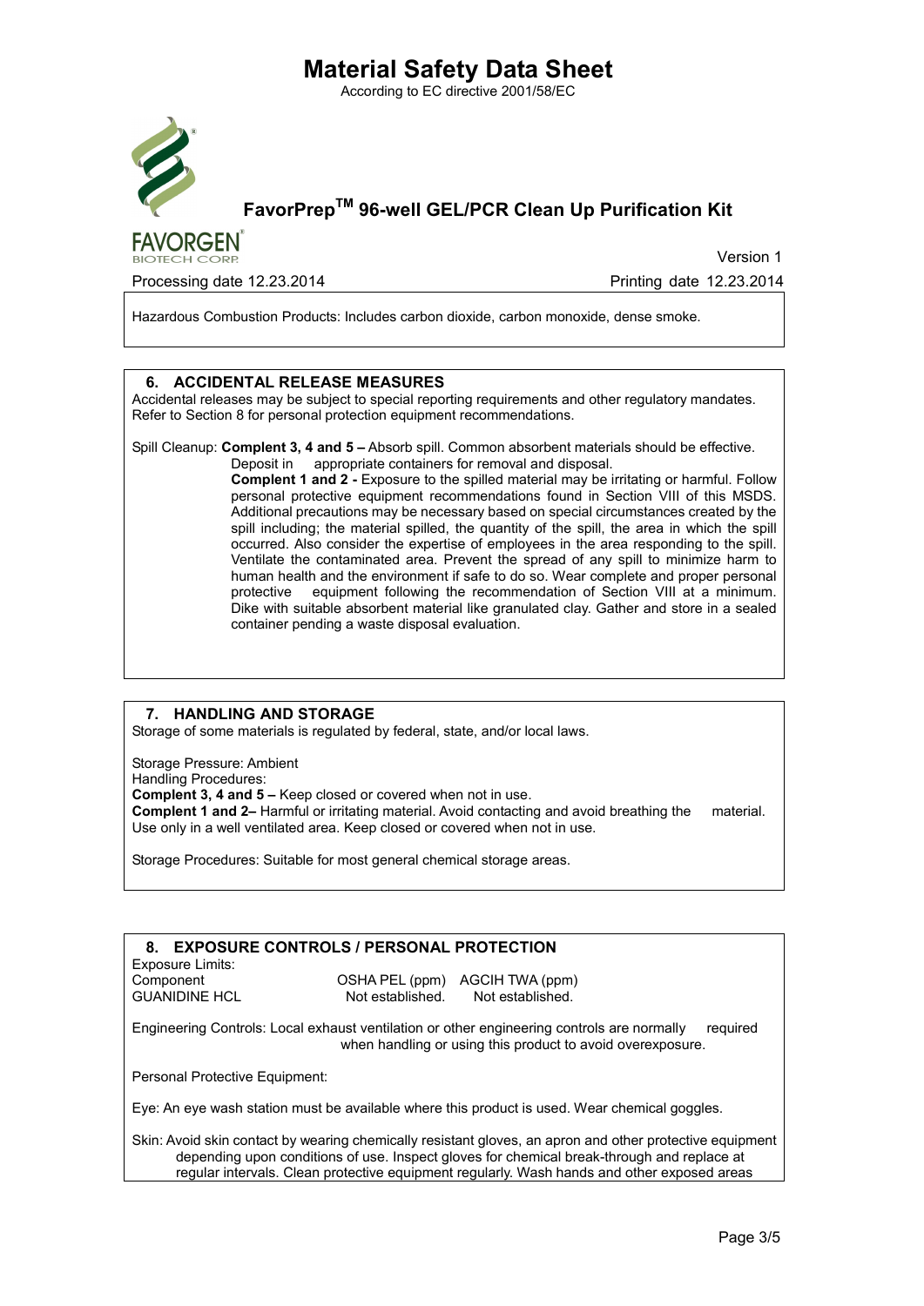Hazardous Combustion Products: Includes carbon dioxide, carbon monoxide, dense smoke.

## 6. ACCIDENTAL RELEASE MEASURES

Accidental releases may be subject to special reporting requirements and other regulatory mandates. Refer to Section 8 for personal protection equipment recommendations.

Spill Cleanup: **Complent 3, 4 and 5 –** Absorb spill. Common absorbent materials should be effective. Deposit in appropriate containers for removal and disposal.

**Complent 1 and 2 -** Exposure to the spilled material may be irritating or harmful. Follow personal protective equipment recommendations found in Section VIII of this MSDS. Additional precautions may be necessary based on special circumstances created by the spill including; the material spilled, the quantity of the spill, the area in which the spill occurred. Also consider the expertise of employees in the area responding to the spill. Ventilate the contaminated area. Prevent the spread of any spill to minimize harm to human health and the environment if safe to do so. Wear complete and proper personal protective equipment following the recommendation of Section VIII at a minimum. Dike with suitable absorbent material like granulated clay. Gather and store in a sealed container pending a waste disposal evaluation.

## 7. HANDLING AND STORAGE

Storage of some materials is regulated by federal, state, and/or local laws.

Storage Pressure: Ambient

Handling Procedures:

**Complent 3, 4 and 5 –** Keep closed or covered when not in use.

**Complent 1 and 2–** Harmful or irritating material. Avoid contacting and avoid breathing the material. Use only in a well ventilated area. Keep closed or covered when not in use.

Storage Procedures: Suitable for most general chemical storage areas.

## 8. EXPOSURE CONTROLS / PERSONAL PROTECTION

Exposure Limits:

| Component | OSHA PEL (ppm) | AGCIH TWA (ppm) |
|---|---|---|
| GUANIDINE HCL | Not established. | Not established. |

Engineering Controls: Local exhaust ventilation or other engineering controls are normally required when handling or using this product to avoid overexposure.

Personal Protective Equipment:

Eye: An eye wash station must be available where this product is used. Wear chemical goggles.

Skin: Avoid skin contact by wearing chemically resistant gloves, an apron and other protective equipment depending upon conditions of use. Inspect gloves for chemical break-through and replace at regular intervals. Clean protective equipment regularly. Wash hands and other exposed areas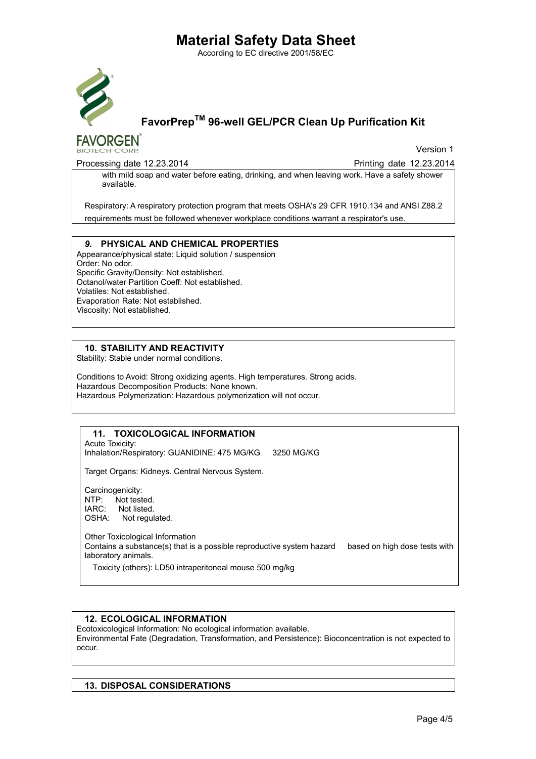with mild soap and water before eating, drinking, and when leaving work. Have a safety shower available.

Respiratory: A respiratory protection program that meets OSHA's 29 CFR 1910.134 and ANSI Z88.2 requirements must be followed whenever workplace conditions warrant a respirator's use.

## *9.* PHYSICAL AND CHEMICAL PROPERTIES

Appearance/physical state: Liquid solution / suspension
Order: No odor.
Specific Gravity/Density: Not established.
Octanol/water Partition Coeff: Not established.
Volatiles: Not established.
Evaporation Rate: Not established.
Viscosity: Not established.

## 10. STABILITY AND REACTIVITY

Stability: Stable under normal conditions.

Conditions to Avoid: Strong oxidizing agents. High temperatures. Strong acids.
Hazardous Decomposition Products: None known.
Hazardous Polymerization: Hazardous polymerization will not occur.

## 11. TOXICOLOGICAL INFORMATION

Acute Toxicity:
Inhalation/Respiratory: GUANIDINE: 475 MG/KG 3250 MG/KG

Target Organs: Kidneys. Central Nervous System.

Carcinogenicity:
NTP: Not tested.
IARC: Not listed.
OSHA: Not regulated.

Other Toxicological Information
Contains a substance(s) that is a possible reproductive system hazard based on high dose tests with laboratory animals.

Toxicity (others): LD50 intraperitoneal mouse 500 mg/kg

## 12. ECOLOGICAL INFORMATION

Ecotoxicological Information: No ecological information available.
Environmental Fate (Degradation, Transformation, and Persistence): Bioconcentration is not expected to occur.

## 13. DISPOSAL CONSIDERATIONS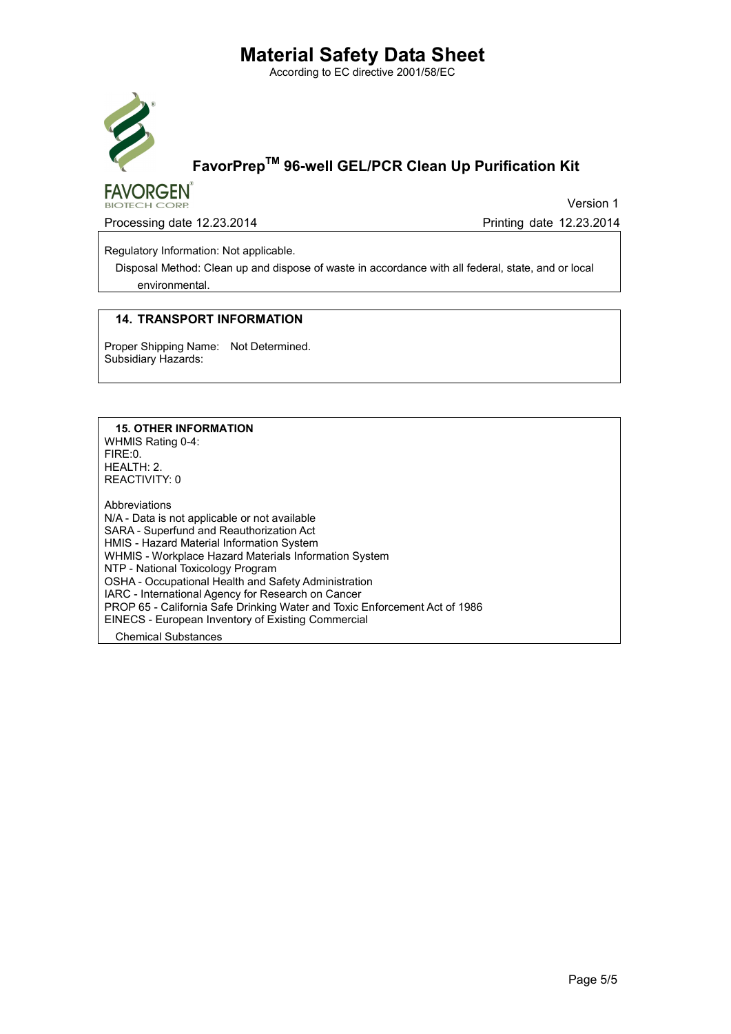Regulatory Information: Not applicable.

Disposal Method: Clean up and dispose of waste in accordance with all federal, state, and or local environmental.

## 14. TRANSPORT INFORMATION

Proper Shipping Name: Not Determined.
Subsidiary Hazards:

## 15. OTHER INFORMATION

WHMIS Rating 0-4:
FIRE:0.
HEALTH: 2.
REACTIVITY: 0

Abbreviations
N/A - Data is not applicable or not available
SARA - Superfund and Reauthorization Act
HMIS - Hazard Material Information System
WHMIS - Workplace Hazard Materials Information System
NTP - National Toxicology Program
OSHA - Occupational Health and Safety Administration
IARC - International Agency for Research on Cancer
PROP 65 - California Safe Drinking Water and Toxic Enforcement Act of 1986
EINECS - European Inventory of Existing Commercial Chemical Substances